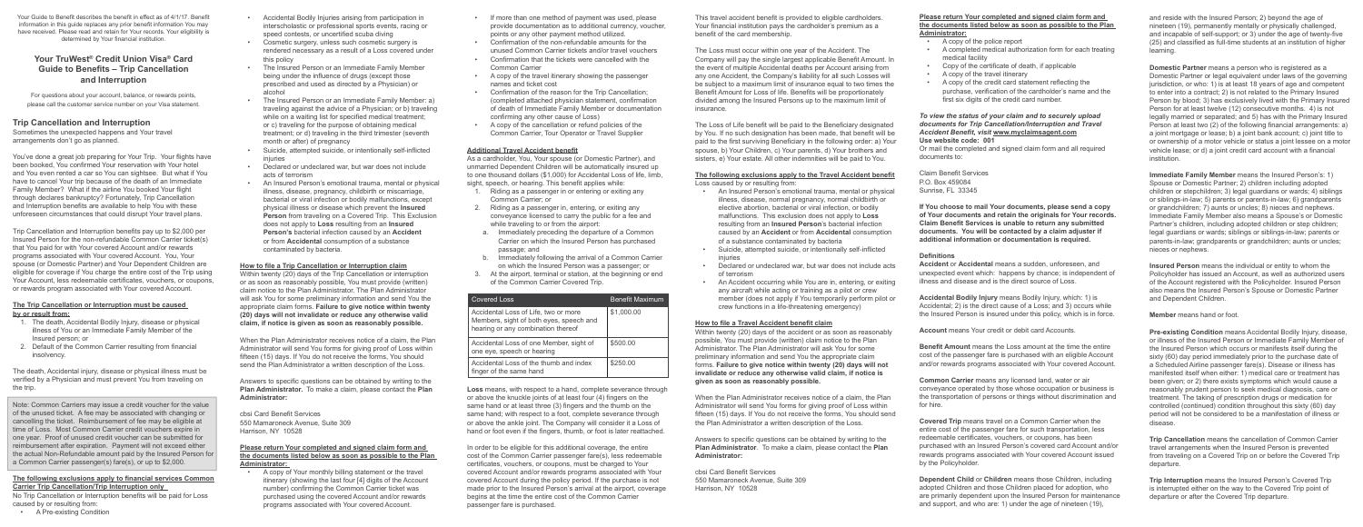Your Guide to Benefit describes the benefit in effect as of 4/1/17. Benefit information in this guide replaces any prior benefit information You may have received. Please read and retain for Your records. Your eligibility is determined by Your financial institution.

# Your TruWest® Credit Union Visa® Card Guide to Benefits – Trip Cancellation and Interruption

For questions about your account, balance, or rewards points, please call the customer service number on your Visa statement.

## Trip Cancellation and Interruption

Sometimes the unexpected happens and Your travel arrangements don't go as planned.

You've done a great job preparing for Your trip. Your flights have been booked, You confirmed Your reservation with Your hotel and You even rented a car so You can sightsee. But what if You have to cancel Your trip because of the death of an Immediate Family Member? What if the airline You booked Your flight through declares bankruptcy? Fortunately, Trip Cancellation and Interruption benefits are available to help You with these unforeseen circumstances that could disrupt Your travel plans.

Trip Cancellation and Interruption benefits pay up to $2,000 per Insured Person for the non-refundable Common Carrier ticket(s) that You paid for with Your covered Account and/or rewards programs associated with Your covered Account. You, Your spouse (or Domestic Partner) and Your Dependent Children are eligible for coverage if You charge the entire cost of the Trip using Your Account, less redeemable certificates, vouchers, or coupons, or rewards program associated with Your covered Account.

**The Trip Cancellation or Interruption must be caused by or result from:**

1. The death, Accidental Bodily Injury, disease or physical illness of You or an Immediate Family Member of the Insured person; or
2. Default of the Common Carrier resulting from financial insolvency.

The death, Accidental injury, disease or physical illness must be verified by a Physician and must prevent You from traveling on the trip.

Note: Common Carriers may issue a credit voucher for the value of the unused ticket. A fee may be associated with changing or cancelling the ticket. Reimbursement of fee may be eligible at time of Loss. Most Common Carrier credit vouchers expire in one year. Proof of unused credit voucher can be submitted for reimbursement after expiration. Payment will not exceed either the actual Non-Refundable amount paid by the Insured Person for a Common Carrier passenger(s) fare(s), or up to $2,000.

**The following exclusions apply to financial services Common Carrier Trip Cancellation/Trip Interruption only**

No Trip Cancellation or Interruption benefits will be paid for Loss caused by or resulting from:

- A Pre-existing Condition
- Accidental Bodily Injuries arising from participation in interscholastic or professional sports events, racing or speed contests, or uncertified scuba diving
- Cosmetic surgery, unless such cosmetic surgery is rendered necessary as a result of a Loss covered under this policy
- The Insured Person or an Immediate Family Member being under the influence of drugs (except those prescribed and used as directed by a Physician) or alcohol
- The Insured Person or an Immediate Family Member: a) traveling against the advice of a Physician; or b) traveling while on a waiting list for specified medical treatment; or c) traveling for the purpose of obtaining medical treatment; or d) traveling in the third trimester (seventh month or after) of pregnancy
- Suicide, attempted suicide, or intentionally self-inflicted injuries
- Declared or undeclared war, but war does not include acts of terrorism
- An Insured Person's emotional trauma, mental or physical illness, disease, pregnancy, childbirth or miscarriage, bacterial or viral infection or bodily malfunctions, except physical illness or disease which prevent the **Insured Person** from traveling on a Covered Trip. This Exclusion does not apply to **Loss** resulting from an **Insured Person's** bacterial infection caused by an **Accident** or from **Accidental** consumption of a substance contaminated by bacteria.

**How to file a Trip Cancellation or Interruption claim**

Within twenty (20) days of the Trip Cancellation or interruption or as soon as reasonably possible, You must provide (written) claim notice to the Plan Administrator. The Plan Administrator will ask You for some preliminary information and send You the appropriate claim forms. **Failure to give notice within twenty (20) days will not invalidate or reduce any otherwise valid claim, if notice is given as soon as reasonably possible.**

When the Plan Administrator receives notice of a claim, the Plan Administrator will send You forms for giving proof of Loss within fifteen (15) days. If You do not receive the forms, You should send the Plan Administrator a written description of the Loss.

Answers to specific questions can be obtained by writing to the **Plan Administrator.** To make a claim, please contact the **Plan Administrator:**

cbsi Card Benefit Services
550 Mamaroneck Avenue, Suite 309
Harrison, NY 10528

**Please return Your completed and signed claim form and the documents listed below as soon as possible to the Plan Administrator:**

- A copy of Your monthly billing statement or the travel itinerary (showing the last four [4] digits of the Account number) confirming the Common Carrier ticket was purchased using the covered Account and/or rewards programs associated with Your covered Account.
- If more than one method of payment was used, please provide documentation as to additional currency, voucher, points or any other payment method utilized.
- Confirmation of the non-refundable amounts for the unused Common Carrier tickets and/or travel vouchers
- Confirmation that the tickets were cancelled with the Common Carrier
- A copy of the travel itinerary showing the passenger names and ticket cost
- Confirmation of the reason for the Trip Cancellation; (completed attached physician statement, confirmation of death of Immediate Family Member or documentation confirming any other cause of Loss)
- A copy of the cancellation or refund policies of the Common Carrier, Tour Operator or Travel Supplier

**Additional Travel Accident benefit**

As a cardholder, You, Your spouse (or Domestic Partner), and unmarried Dependent Children will be automatically insured up to one thousand dollars ($1,000) for Accidental Loss of life, limb, sight, speech, or hearing. This benefit applies while:

1. Riding as a passenger in or entering or exiting any Common Carrier; or
2. Riding as a passenger in, entering, or exiting any conveyance licensed to carry the public for a fee and while traveling to or from the airport:
   a. Immediately preceding the departure of a Common Carrier on which the Insured Person has purchased passage; and
   b. Immediately following the arrival of a Common Carrier on which the Insured Person was a passenger; or
3. At the airport, terminal or station, at the beginning or end of the Common Carrier Covered Trip.

| Covered Loss | Benefit Maximum |
|---|---|
| Accidental Loss of Life, two or more Members, sight of both eyes, speech and hearing or any combination thereof | $1,000.00 |
| Accidental Loss of one Member, sight of one eye, speech or hearing | $500.00 |
| Accidental Loss of the thumb and index finger of the same hand | $250.00 |

**Loss** means, with respect to a hand, complete severance through or above the knuckle joints of at least four (4) fingers on the same hand or at least three (3) fingers and the thumb on the same hand; with respect to a foot, complete severance through or above the ankle joint. The Company will consider it a Loss of hand or foot even if the fingers, thumb, or foot is later reattached.

In order to be eligible for this additional coverage, the entire cost of the Common Carrier passenger fare(s), less redeemable certificates, vouchers, or coupons, must be charged to Your covered Account and/or rewards programs associated with Your covered Account during the policy period. If the purchase is not made prior to the Insured Person's arrival at the airport, coverage begins at the time the entire cost of the Common Carrier passenger fare is purchased.

This travel accident benefit is provided to eligible cardholders. Your financial institution pays the cardholder's premium as a benefit of the card membership.

The Loss must occur within one year of the Accident. The Company will pay the single largest applicable Benefit Amount. In the event of multiple Accidental deaths per Account arising from any one Accident, the Company's liability for all such Losses will be subject to a maximum limit of insurance equal to two times the Benefit Amount for Loss of life. Benefits will be proportionately divided among the Insured Persons up to the maximum limit of insurance.

The Loss of Life benefit will be paid to the Beneficiary designated by You. If no such designation has been made, that benefit will be paid to the first surviving Beneficiary in the following order: a) Your spouse, b) Your Children, c) Your parents, d) Your brothers and sisters, e) Your estate. All other indemnities will be paid to You.

**The following exclusions apply to the Travel Accident benefit**

Loss caused by or resulting from:

- An Insured Person's emotional trauma, mental or physical illness, disease, normal pregnancy, normal childbirth or elective abortion, bacterial or viral infection, or bodily malfunctions. This exclusion does not apply to **Loss** resulting from an **Insured Person**'s bacterial infection caused by an **Accident** or from **Accidental** consumption of a substance contaminated by bacteria
- Suicide, attempted suicide, or intentionally self-inflicted injuries
- Declared or undeclared war, but war does not include acts of terrorism
- An Accident occurring while You are in, entering, or exiting any aircraft while acting or training as a pilot or crew member (does not apply if You temporarily perform pilot or crew functions in a life-threatening emergency)

**How to file a Travel Accident benefit claim**

Within twenty (20) days of the accident or as soon as reasonably possible, You must provide (written) claim notice to the Plan Administrator. The Plan Administrator will ask You for some preliminary information and send You the appropriate claim forms. **Failure to give notice within twenty (20) days will not invalidate or reduce any otherwise valid claim, if notice is given as soon as reasonably possible.**

When the Plan Administrator receives notice of a claim, the Plan Administrator will send You forms for giving proof of Loss within fifteen (15) days. If You do not receive the forms, You should send the Plan Administrator a written description of the Loss.

Answers to specific questions can be obtained by writing to the **Plan Administrator.** To make a claim, please contact the **Plan Administrator:**

cbsi Card Benefit Services
550 Mamaroneck Avenue, Suite 309
Harrison, NY 10528

**Please return Your completed and signed claim form and the documents listed below as soon as possible to the Plan Administrator:**

- A copy of the police report
- A completed medical authorization form for each treating medical facility
- Copy of the certificate of death, if applicable
- A copy of the travel itinerary
- A copy of the credit card statement reflecting the purchase, verification of the cardholder's name and the first six digits of the credit card number.

***To view the status of your claim and to securely upload documents for Trip Cancellation/Interruption and Travel Accident Benefit, visit*** **www.myclaimsagent.com**
**Use website code: 001**
Or mail the completed and signed claim form and all required documents to:

Claim Benefit Services
P.O. Box 459084
Sunrise, FL 33345

**If You choose to mail Your documents, please send a copy of Your documents and retain the originals for Your records. Claim Benefit Services is unable to return any submitted documents. You will be contacted by a claim adjuster if additional information or documentation is required.**

**Definitions**

**Accident** or **Accidental** means a sudden, unforeseen, and unexpected event which: happens by chance; is independent of illness and disease and is the direct source of Loss.

**Accidental Bodily Injury** means Bodily Injury, which: 1) is Accidental; 2) is the direct cause of a Loss; and 3) occurs while the Insured Person is insured under this policy, which is in force.

**Account** means Your credit or debit card Accounts.

**Benefit Amount** means the Loss amount at the time the entire cost of the passenger fare is purchased with an eligible Account and/or rewards programs associated with Your covered Account.

**Common Carrier** means any licensed land, water or air conveyance operated by those whose occupation or business is the transportation of persons or things without discrimination and for hire.

**Covered Trip** means travel on a Common Carrier when the entire cost of the passenger fare for such transportation, less redeemable certificates, vouchers, or coupons, has been purchased with an Insured Person's covered card Account and/or rewards programs associated with Your covered Account issued by the Policyholder.

**Dependent Child** or **Children** means those Children, including adopted Children and those Children placed for adoption, who are primarily dependent upon the Insured Person for maintenance and support, and who are: 1) under the age of nineteen (19), and reside with the Insured Person; 2) beyond the age of nineteen (19), permanently mentally or physically challenged, and incapable of self-support; or 3) under the age of twenty-five (25) and classified as full-time students at an institution of higher learning.

**Domestic Partner** means a person who is registered as a Domestic Partner or legal equivalent under laws of the governing jurisdiction, or who: 1) is at least 18 years of age and competent to enter into a contract; 2) is not related to the Primary Insured Person by blood; 3) has exclusively lived with the Primary Insured Person for at least twelve (12) consecutive months. 4) is not legally married or separated; and 5) has with the Primary Insured Person at least two (2) of the following financial arrangements: a) a joint mortgage or lease; b) a joint bank account; c) joint title to or ownership of a motor vehicle or status a joint lessee on a motor vehicle lease; or d) a joint credit card account with a financial institution.

**Immediate Family Member** means the Insured Person's: 1) Spouse or Domestic Partner; 2) children including adopted children or stepchildren; 3) legal guardians or wards; 4) siblings or siblings-in-law; 5) parents or parents-in-law; 6) grandparents or grandchildren; 7) aunts or uncles; 8) nieces and nephews. Immediate Family Member also means a Spouse's or Domestic Partner's children, including adopted children or step children; legal guardians or wards; siblings or siblings-in-law; parents or parents-in-law; grandparents or grandchildren; aunts or uncles; nieces or nephews.

**Insured Person** means the individual or entity to whom the Policyholder has issued an Account, as well as authorized users of the Account registered with the Policyholder. Insured Person also means the Insured Person's Spouse or Domestic Partner and Dependent Children.

**Member** means hand or foot.

**Pre-existing Condition** means Accidental Bodily Injury, disease, or illness of the Insured Person or Immediate Family Member of the Insured Person which occurs or manifests itself during the sixty (60) day period immediately prior to the purchase date of a Scheduled Airline passenger fare(s). Disease or illness has manifested itself when either: 1) medical care or treatment has been given; or 2) there exists symptoms which would cause a reasonably prudent person to seek medical diagnosis, care or treatment. The taking of prescription drugs or medication for controlled (continued) condition throughout this sixty (60) day period will not be considered to be a manifestation of illness or disease.

**Trip Cancellation** means the cancellation of Common Carrier travel arrangements when the Insured Person is prevented from traveling on a Covered Trip on or before the Covered Trip departure.

**Trip Interruption** means the Insured Person's Covered Trip is interrupted either on the way to the Covered Trip point of departure or after the Covered Trip departure.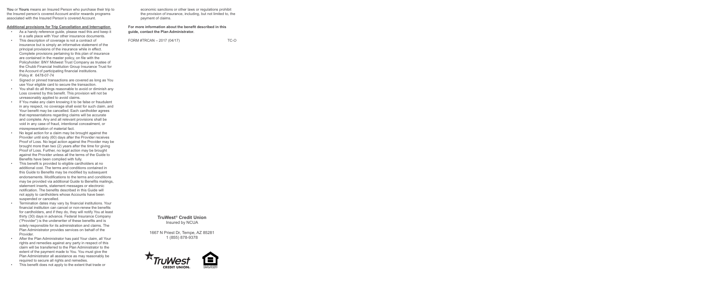**You** or **Yours** means an Insured Person who purchase their trip to the Insured person's covered Account and/or rewards programs associated with the Insured Person's covered Account.

**Additional provisions for Trip Cancellation and Interruption**

- As a handy reference guide, please read this and keep it in a safe place with Your other insurance documents.
- This description of coverage is not a contract of insurance but is simply an informative statement of the principal provisions of the insurance while in effect. Complete provisions pertaining to this plan of insurance are contained in the master policy, on file with the Policyholder: BNY Midwest Trust Company as trustee of the Chubb Financial Institution Group Insurance Trust for the Account of participating financial institutions. Policy #: 6478-07-74
- Signed or pinned transactions are covered as long as You use Your eligible card to secure the transaction.
- You shall do all things reasonable to avoid or diminish any Loss covered by this benefit. This provision will not be unreasonably applied to avoid claims.
- If You make any claim knowing it to be false or fraudulent in any respect, no coverage shall exist for such claim, and Your benefit may be cancelled. Each cardholder agrees that representations regarding claims will be accurate and complete. Any and all relevant provisions shall be void in any case of fraud, intentional concealment, or misrepresentation of material fact.
- No legal action for a claim may be brought against the Provider until sixty (60) days after the Provider receives Proof of Loss. No legal action against the Provider may be brought more than two (2) years after the time for giving Proof of Loss. Further, no legal action may be brought against the Provider unless all the terms of the Guide to Benefits have been complied with fully.
- This benefit is provided to eligible cardholders at no additional cost. The terms and conditions contained in this Guide to Benefits may be modified by subsequent endorsements. Modifications to the terms and conditions may be provided via additional Guide to Benefits mailings, statement inserts, statement messages or electronic notification. The benefits described in this Guide will not apply to cardholders whose Accounts have been suspended or cancelled.
- Termination dates may vary by financial institutions. Your financial institution can cancel or non-renew the benefits for cardholders, and if they do, they will notify You at least thirty (30) days in advance. Federal Insurance Company ("Provider") is the underwriter of these benefits and is solely responsible for its administration and claims. The Plan Administrator provides services on behalf of the Provider.
- After the Plan Administrator has paid Your claim, all Your rights and remedies against any party in respect of this claim will be transferred to the Plan Administrator to the extent of the payment made to You. You must give the Plan Administrator all assistance as may reasonably be required to secure all rights and remedies.
- This benefit does not apply to the extent that trade or economic sanctions or other laws or regulations prohibit the provision of insurance, including, but not limited to, the payment of claims.

**For more information about the benefit described in this guide, contact the Plan Administrator.**

FORM #TRCAN – 2017 (04/17) TC-O

**TruWest® Credit Union**
Insured by NCUA

1667 N Priest Dr, Tempe, AZ 85281
1 (855) 878-9378

TruWest CREDIT UNION

EQUAL HOUSING OPPORTUNITY